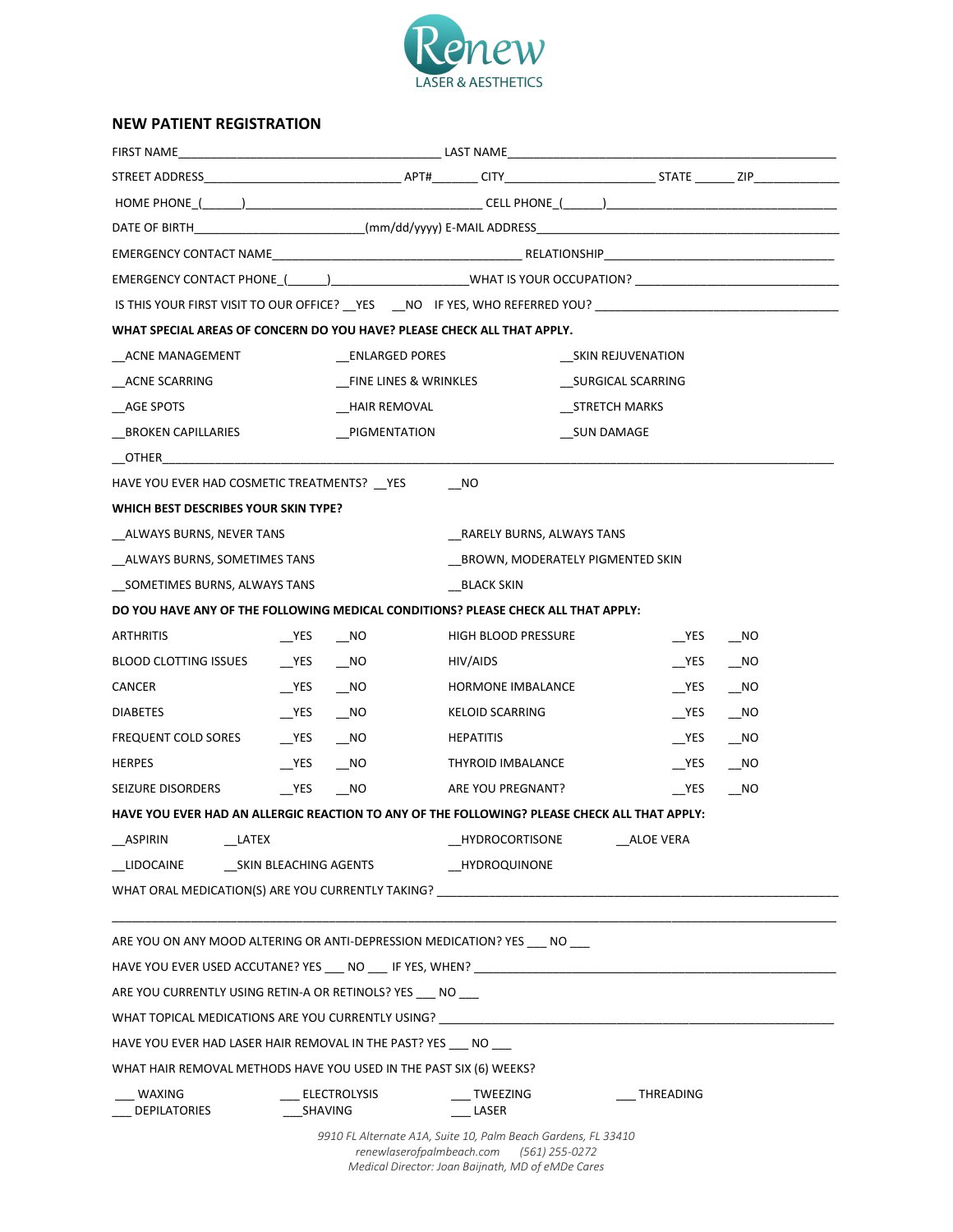Renew
LASER & AESTHETICS

## NEW PATIENT REGISTRATION

FIRST NAME_______________________________________ LAST NAME__________________________________________________

STREET ADDRESS_____________________________ APT#_______ CITY______________________ STATE ______ ZIP_____________

HOME PHONE_(______)__________________________________ CELL PHONE_(______)___________________________________

DATE OF BIRTH_________________________(mm/dd/yyyy) E-MAIL ADDRESS_____________________________________________

EMERGENCY CONTACT NAME_____________________________________ RELATIONSHIP___________________________________

EMERGENCY CONTACT PHONE_(______)____________________WHAT IS YOUR OCCUPATION? _____________________________

IS THIS YOUR FIRST VISIT TO OUR OFFICE? __YES __NO IF YES, WHO REFERRED YOU? ___________________________________

**WHAT SPECIAL AREAS OF CONCERN DO YOU HAVE? PLEASE CHECK ALL THAT APPLY.**

__ACNE MANAGEMENT __ENLARGED PORES __SKIN REJUVENATION

__ACNE SCARRING __FINE LINES & WRINKLES __SURGICAL SCARRING

__AGE SPOTS __HAIR REMOVAL __STRETCH MARKS

__BROKEN CAPILLARIES __PIGMENTATION __SUN DAMAGE

__OTHER_______________________________________________________________________________________________

HAVE YOU EVER HAD COSMETIC TREATMENTS? __YES __NO

**WHICH BEST DESCRIBES YOUR SKIN TYPE?**

__ALWAYS BURNS, NEVER TANS __RARELY BURNS, ALWAYS TANS

__ALWAYS BURNS, SOMETIMES TANS __BROWN, MODERATELY PIGMENTED SKIN

__SOMETIMES BURNS, ALWAYS TANS __BLACK SKIN

**DO YOU HAVE ANY OF THE FOLLOWING MEDICAL CONDITIONS? PLEASE CHECK ALL THAT APPLY:**

| | | | | | |
|---|---|---|---|---|---|
| ARTHRITIS | __YES | __NO | HIGH BLOOD PRESSURE | __YES | __NO |
| BLOOD CLOTTING ISSUES | __YES | __NO | HIV/AIDS | __YES | __NO |
| CANCER | __YES | __NO | HORMONE IMBALANCE | __YES | __NO |
| DIABETES | __YES | __NO | KELOID SCARRING | __YES | __NO |
| FREQUENT COLD SORES | __YES | __NO | HEPATITIS | __YES | __NO |
| HERPES | __YES | __NO | THYROID IMBALANCE | __YES | __NO |
| SEIZURE DISORDERS | __YES | __NO | ARE YOU PREGNANT? | __YES | __NO |

**HAVE YOU EVER HAD AN ALLERGIC REACTION TO ANY OF THE FOLLOWING? PLEASE CHECK ALL THAT APPLY:**

__ASPIRIN __LATEX __HYDROCORTISONE __ALOE VERA

__LIDOCAINE __SKIN BLEACHING AGENTS __HYDROQUINONE

WHAT ORAL MEDICATION(S) ARE YOU CURRENTLY TAKING? _____________________________________________________________

______________________________________________________________________________________________________

ARE YOU ON ANY MOOD ALTERING OR ANTI-DEPRESSION MEDICATION? YES ___ NO ___

HAVE YOU EVER USED ACCUTANE? YES ___ NO ___ IF YES, WHEN? ____________________________________________________

ARE YOU CURRENTLY USING RETIN-A OR RETINOLS? YES ___ NO ___

WHAT TOPICAL MEDICATIONS ARE YOU CURRENTLY USING? __________________________________________________________

HAVE YOU EVER HAD LASER HAIR REMOVAL IN THE PAST? YES ___ NO ___

WHAT HAIR REMOVAL METHODS HAVE YOU USED IN THE PAST SIX (6) WEEKS?

___ WAXING ___ ELECTROLYSIS ___ TWEEZING ___ THREADING
___ DEPILATORIES ___SHAVING ___ LASER

*9910 FL Alternate A1A, Suite 10, Palm Beach Gardens, FL 33410*
*renewlaserofpalmbeach.com (561) 255-0272*
*Medical Director: Joan Baijnath, MD of eMDe Cares*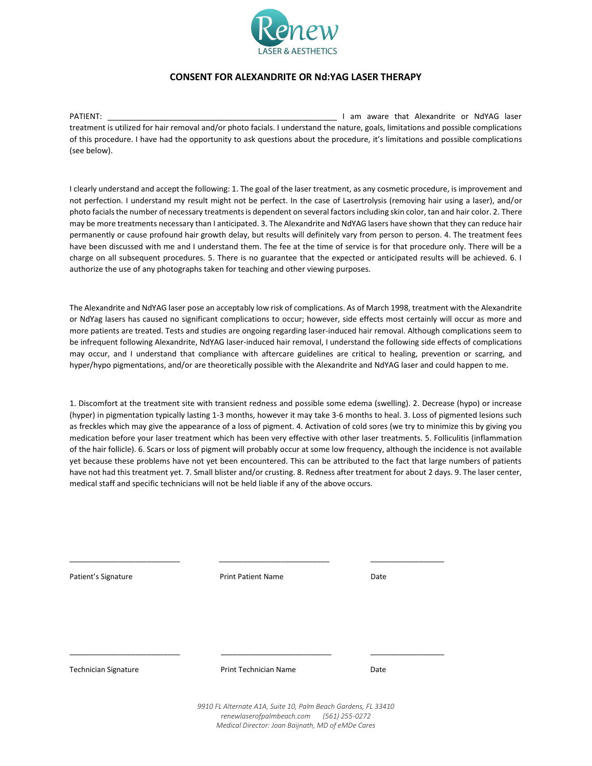Renew
LASER & AESTHETICS

# CONSENT FOR ALEXANDRITE OR Nd:YAG LASER THERAPY

PATIENT: _____________________________________________________ I am aware that Alexandrite or NdYAG laser treatment is utilized for hair removal and/or photo facials. I understand the nature, goals, limitations and possible complications of this procedure. I have had the opportunity to ask questions about the procedure, it's limitations and possible complications (see below).

I clearly understand and accept the following: 1. The goal of the laser treatment, as any cosmetic procedure, is improvement and not perfection. I understand my result might not be perfect. In the case of Lasertrolysis (removing hair using a laser), and/or photo facials the number of necessary treatments is dependent on several factors including skin color, tan and hair color. 2. There may be more treatments necessary than I anticipated. 3. The Alexandrite and NdYAG lasers have shown that they can reduce hair permanently or cause profound hair growth delay, but results will definitely vary from person to person. 4. The treatment fees have been discussed with me and I understand them. The fee at the time of service is for that procedure only. There will be a charge on all subsequent procedures. 5. There is no guarantee that the expected or anticipated results will be achieved. 6. I authorize the use of any photographs taken for teaching and other viewing purposes.

The Alexandrite and NdYAG laser pose an acceptably low risk of complications. As of March 1998, treatment with the Alexandrite or NdYag lasers has caused no significant complications to occur; however, side effects most certainly will occur as more and more patients are treated. Tests and studies are ongoing regarding laser-induced hair removal. Although complications seem to be infrequent following Alexandrite, NdYAG laser-induced hair removal, I understand the following side effects of complications may occur, and I understand that compliance with aftercare guidelines are critical to healing, prevention or scarring, and hyper/hypo pigmentations, and/or are theoretically possible with the Alexandrite and NdYAG laser and could happen to me.

1. Discomfort at the treatment site with transient redness and possible some edema (swelling). 2. Decrease (hypo) or increase (hyper) in pigmentation typically lasting 1-3 months, however it may take 3-6 months to heal. 3. Loss of pigmented lesions such as freckles which may give the appearance of a loss of pigment. 4. Activation of cold sores (we try to minimize this by giving you medication before your laser treatment which has been very effective with other laser treatments. 5. Folliculitis (inflammation of the hair follicle). 6. Scars or loss of pigment will probably occur at some low frequency, although the incidence is not available yet because these problems have not yet been encountered. This can be attributed to the fact that large numbers of patients have not had this treatment yet. 7. Small blister and/or crusting. 8. Redness after treatment for about 2 days. 9. The laser center, medical staff and specific technicians will not be held liable if any of the above occurs.

___________________________ ___________________________ __________________

Patient's Signature          Print Patient Name          Date

___________________________ ___________________________ __________________

Technician Signature          Print Technician Name          Date

*9910 FL Alternate A1A, Suite 10, Palm Beach Gardens, FL 33410*
*renewlaserofpalmbeach.com (561) 255-0272*
*Medical Director: Joan Baijnath, MD of eMDe Cares*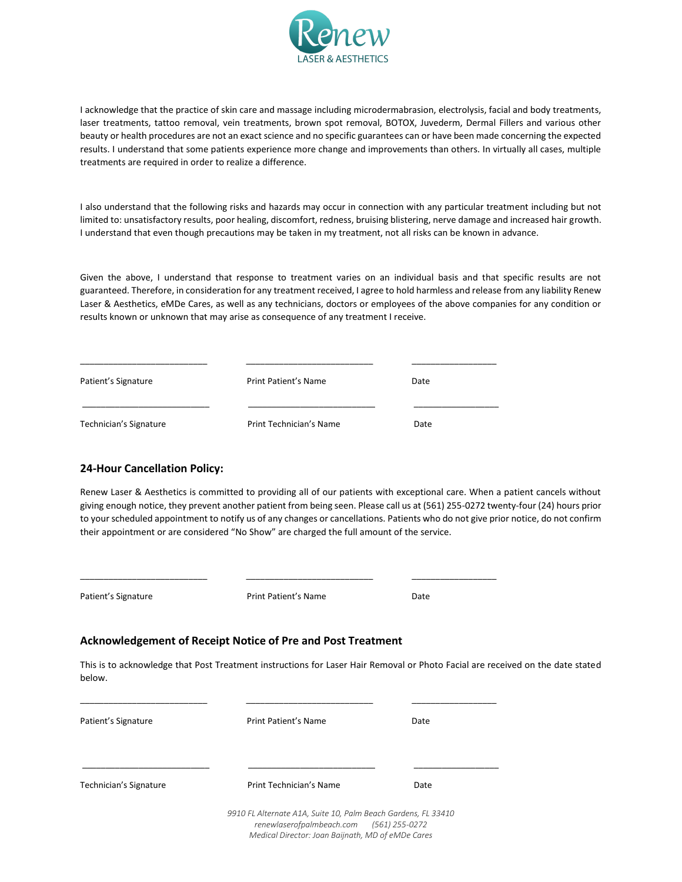Renew

LASER & AESTHETICS

I acknowledge that the practice of skin care and massage including microdermabrasion, electrolysis, facial and body treatments, laser treatments, tattoo removal, vein treatments, brown spot removal, BOTOX, Juvederm, Dermal Fillers and various other beauty or health procedures are not an exact science and no specific guarantees can or have been made concerning the expected results. I understand that some patients experience more change and improvements than others. In virtually all cases, multiple treatments are required in order to realize a difference.

I also understand that the following risks and hazards may occur in connection with any particular treatment including but not limited to: unsatisfactory results, poor healing, discomfort, redness, bruising blistering, nerve damage and increased hair growth. I understand that even though precautions may be taken in my treatment, not all risks can be known in advance.

Given the above, I understand that response to treatment varies on an individual basis and that specific results are not guaranteed. Therefore, in consideration for any treatment received, I agree to hold harmless and release from any liability Renew Laser & Aesthetics, eMDe Cares, as well as any technicians, doctors or employees of the above companies for any condition or results known or unknown that may arise as consequence of any treatment I receive.

| | | |
|---|---|---|
| ________________________ | ________________________ | ________________ |
| Patient's Signature | Print Patient's Name | Date |
| ________________________ | ________________________ | ________________ |
| Technician's Signature | Print Technician's Name | Date |

### 24-Hour Cancellation Policy:

Renew Laser & Aesthetics is committed to providing all of our patients with exceptional care. When a patient cancels without giving enough notice, they prevent another patient from being seen. Please call us at (561) 255-0272 twenty-four (24) hours prior to your scheduled appointment to notify us of any changes or cancellations. Patients who do not give prior notice, do not confirm their appointment or are considered "No Show" are charged the full amount of the service.

| | | |
|---|---|---|
| ________________________ | ________________________ | ________________ |
| Patient's Signature | Print Patient's Name | Date |

### Acknowledgement of Receipt Notice of Pre and Post Treatment

This is to acknowledge that Post Treatment instructions for Laser Hair Removal or Photo Facial are received on the date stated below.

| | | |
|---|---|---|
| ________________________ | ________________________ | ________________ |
| Patient's Signature | Print Patient's Name | Date |
| ________________________ | ________________________ | ________________ |
| Technician's Signature | Print Technician's Name | Date |

*9910 FL Alternate A1A, Suite 10, Palm Beach Gardens, FL 33410*
*renewlaserofpalmbeach.com (561) 255-0272*
*Medical Director: Joan Baijnath, MD of eMDe Cares*